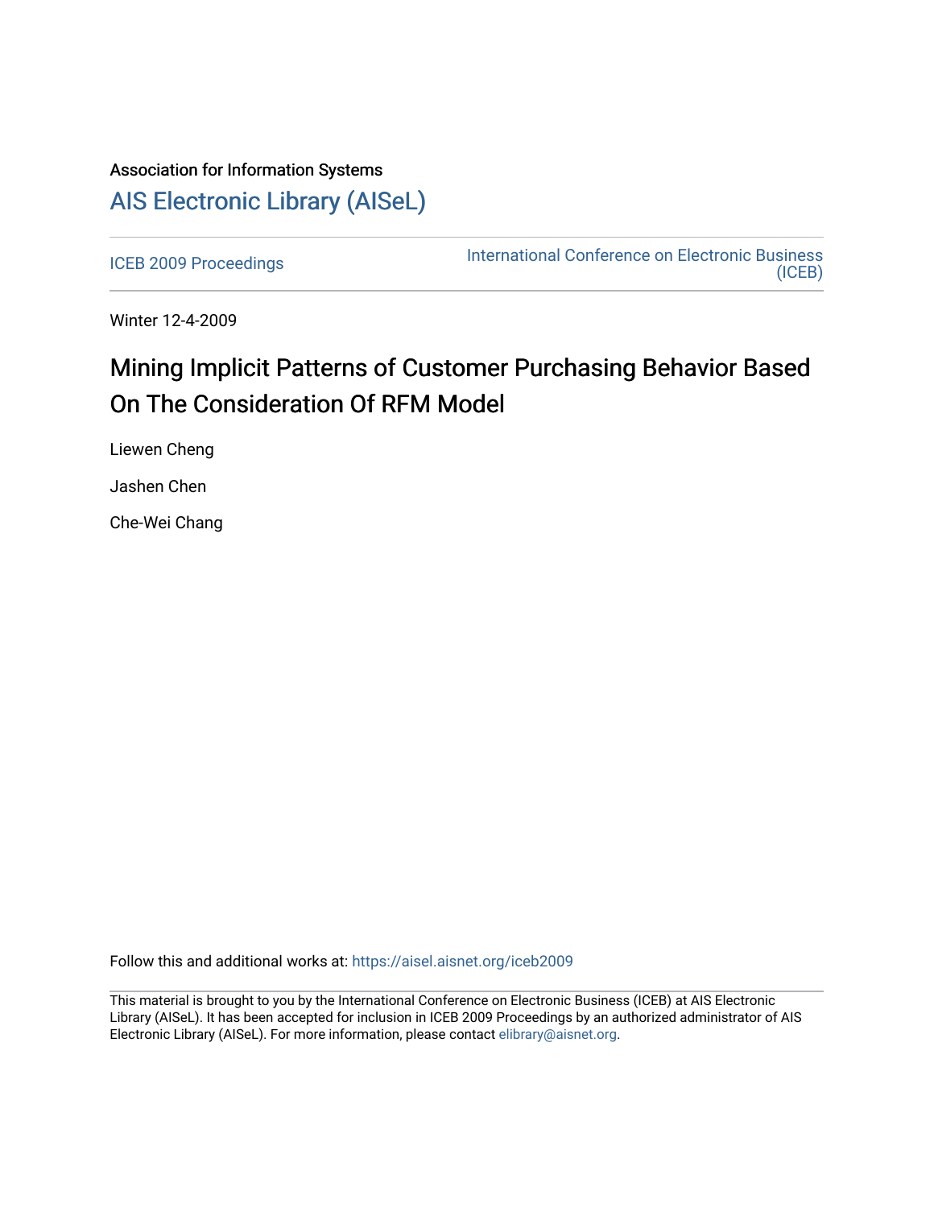Association for Information Systems

# AIS Electronic Library (AISeL)

ICEB 2009 Proceedings

International Conference on Electronic Business (ICEB)

Winter 12-4-2009

# Mining Implicit Patterns of Customer Purchasing Behavior Based On The Consideration Of RFM Model

Liewen Cheng

Jashen Chen

Che-Wei Chang

Follow this and additional works at: https://aisel.aisnet.org/iceb2009

This material is brought to you by the International Conference on Electronic Business (ICEB) at AIS Electronic Library (AISeL). It has been accepted for inclusion in ICEB 2009 Proceedings by an authorized administrator of AIS Electronic Library (AISeL). For more information, please contact elibrary@aisnet.org.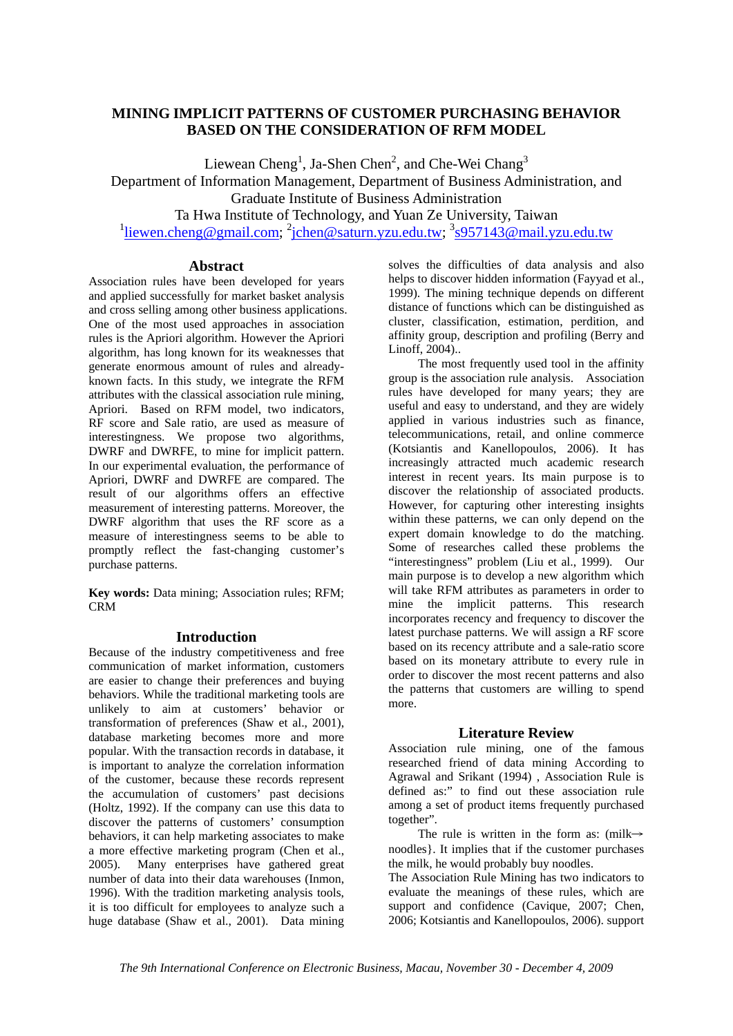# MINING IMPLICIT PATTERNS OF CUSTOMER PURCHASING BEHAVIOR BASED ON THE CONSIDERATION OF RFM MODEL

Liewean Cheng[1], Ja-Shen Chen[2], and Che-Wei Chang[3]
Department of Information Management, Department of Business Administration, and Graduate Institute of Business Administration
Ta Hwa Institute of Technology, and Yuan Ze University, Taiwan
[1]liewen.cheng@gmail.com; [2]jchen@saturn.yzu.edu.tw; [3]s957143@mail.yzu.edu.tw

## Abstract

Association rules have been developed for years and applied successfully for market basket analysis and cross selling among other business applications. One of the most used approaches in association rules is the Apriori algorithm. However the Apriori algorithm, has long known for its weaknesses that generate enormous amount of rules and already-known facts. In this study, we integrate the RFM attributes with the classical association rule mining, Apriori. Based on RFM model, two indicators, RF score and Sale ratio, are used as measure of interestingness. We propose two algorithms, DWRF and DWRFE, to mine for implicit pattern. In our experimental evaluation, the performance of Apriori, DWRF and DWRFE are compared. The result of our algorithms offers an effective measurement of interesting patterns. Moreover, the DWRF algorithm that uses the RF score as a measure of interestingness seems to be able to promptly reflect the fast-changing customer's purchase patterns.

**Key words:** Data mining; Association rules; RFM; CRM

## Introduction

Because of the industry competitiveness and free communication of market information, customers are easier to change their preferences and buying behaviors. While the traditional marketing tools are unlikely to aim at customers' behavior or transformation of preferences (Shaw et al., 2001), database marketing becomes more and more popular. With the transaction records in database, it is important to analyze the correlation information of the customer, because these records represent the accumulation of customers' past decisions (Holtz, 1992). If the company can use this data to discover the patterns of customers' consumption behaviors, it can help marketing associates to make a more effective marketing program (Chen et al., 2005). Many enterprises have gathered great number of data into their data warehouses (Inmon, 1996). With the tradition marketing analysis tools, it is too difficult for employees to analyze such a huge database (Shaw et al., 2001). Data mining solves the difficulties of data analysis and also helps to discover hidden information (Fayyad et al., 1999). The mining technique depends on different distance of functions which can be distinguished as cluster, classification, estimation, perdition, and affinity group, description and profiling (Berry and Linoff, 2004)..

The most frequently used tool in the affinity group is the association rule analysis. Association rules have developed for many years; they are useful and easy to understand, and they are widely applied in various industries such as finance, telecommunications, retail, and online commerce (Kotsiantis and Kanellopoulos, 2006). It has increasingly attracted much academic research interest in recent years. Its main purpose is to discover the relationship of associated products. However, for capturing other interesting insights within these patterns, we can only depend on the expert domain knowledge to do the matching. Some of researches called these problems the "interestingness" problem (Liu et al., 1999). Our main purpose is to develop a new algorithm which will take RFM attributes as parameters in order to mine the implicit patterns. This research incorporates recency and frequency to discover the latest purchase patterns. We will assign a RF score based on its recency attribute and a sale-ratio score based on its monetary attribute to every rule in order to discover the most recent patterns and also the patterns that customers are willing to spend more.

## Literature Review

Association rule mining, one of the famous researched friend of data mining According to Agrawal and Srikant (1994) , Association Rule is defined as:" to find out these association rule among a set of product items frequently purchased together".

The rule is written in the form as: (milk→ noodles}. It implies that if the customer purchases the milk, he would probably buy noodles.

The Association Rule Mining has two indicators to evaluate the meanings of these rules, which are support and confidence (Cavique, 2007; Chen, 2006; Kotsiantis and Kanellopoulos, 2006). support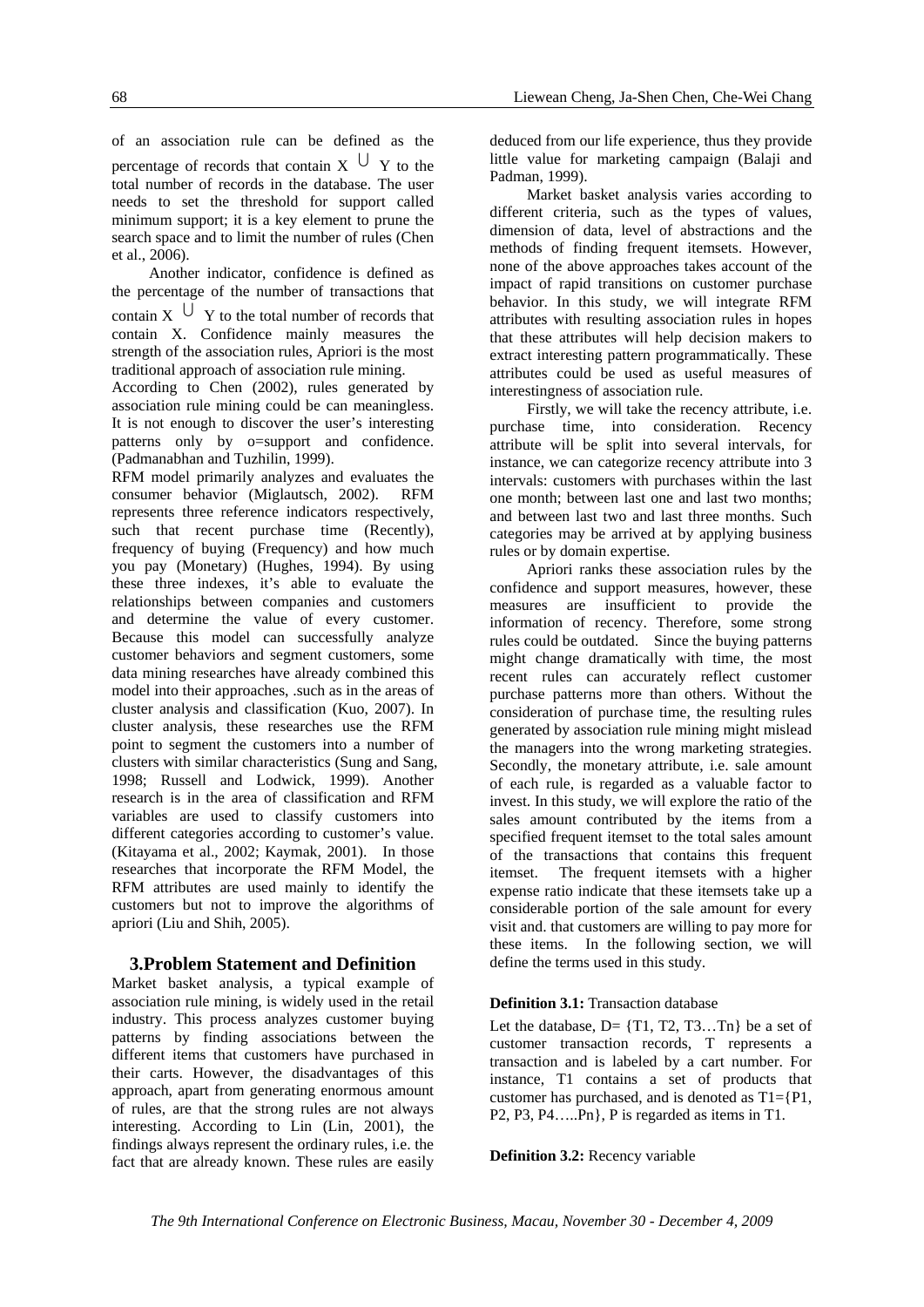of an association rule can be defined as the percentage of records that contain $X \cup Y$ to the total number of records in the database. The user needs to set the threshold for support called minimum support; it is a key element to prune the search space and to limit the number of rules (Chen et al., 2006).

Another indicator, confidence is defined as the percentage of the number of transactions that contain $X \cup Y$ to the total number of records that contain X. Confidence mainly measures the strength of the association rules, Apriori is the most traditional approach of association rule mining.

According to Chen (2002), rules generated by association rule mining could be can meaningless. It is not enough to discover the user's interesting patterns only by o=support and confidence. (Padmanabhan and Tuzhilin, 1999).

RFM model primarily analyzes and evaluates the consumer behavior (Miglautsch, 2002). RFM represents three reference indicators respectively, such that recent purchase time (Recently), frequency of buying (Frequency) and how much you pay (Monetary) (Hughes, 1994). By using these three indexes, it's able to evaluate the relationships between companies and customers and determine the value of every customer. Because this model can successfully analyze customer behaviors and segment customers, some data mining researches have already combined this model into their approaches, .such as in the areas of cluster analysis and classification (Kuo, 2007). In cluster analysis, these researches use the RFM point to segment the customers into a number of clusters with similar characteristics (Sung and Sang, 1998; Russell and Lodwick, 1999). Another research is in the area of classification and RFM variables are used to classify customers into different categories according to customer's value. (Kitayama et al., 2002; Kaymak, 2001). In those researches that incorporate the RFM Model, the RFM attributes are used mainly to identify the customers but not to improve the algorithms of apriori (Liu and Shih, 2005).

## 3.Problem Statement and Definition

Market basket analysis, a typical example of association rule mining, is widely used in the retail industry. This process analyzes customer buying patterns by finding associations between the different items that customers have purchased in their carts. However, the disadvantages of this approach, apart from generating enormous amount of rules, are that the strong rules are not always interesting. According to Lin (Lin, 2001), the findings always represent the ordinary rules, i.e. the fact that are already known. These rules are easily deduced from our life experience, thus they provide little value for marketing campaign (Balaji and Padman, 1999).

Market basket analysis varies according to different criteria, such as the types of values, dimension of data, level of abstractions and the methods of finding frequent itemsets. However, none of the above approaches takes account of the impact of rapid transitions on customer purchase behavior. In this study, we will integrate RFM attributes with resulting association rules in hopes that these attributes will help decision makers to extract interesting pattern programmatically. These attributes could be used as useful measures of interestingness of association rule.

Firstly, we will take the recency attribute, i.e. purchase time, into consideration. Recency attribute will be split into several intervals, for instance, we can categorize recency attribute into 3 intervals: customers with purchases within the last one month; between last one and last two months; and between last two and last three months. Such categories may be arrived at by applying business rules or by domain expertise.

Apriori ranks these association rules by the confidence and support measures, however, these measures are insufficient to provide the information of recency. Therefore, some strong rules could be outdated. Since the buying patterns might change dramatically with time, the most recent rules can accurately reflect customer purchase patterns more than others. Without the consideration of purchase time, the resulting rules generated by association rule mining might mislead the managers into the wrong marketing strategies. Secondly, the monetary attribute, i.e. sale amount of each rule, is regarded as a valuable factor to invest. In this study, we will explore the ratio of the sales amount contributed by the items from a specified frequent itemset to the total sales amount of the transactions that contains this frequent itemset. The frequent itemsets with a higher expense ratio indicate that these itemsets take up a considerable portion of the sale amount for every visit and. that customers are willing to pay more for these items. In the following section, we will define the terms used in this study.

**Definition 3.1:** Transaction database

Let the database, D= {T1, T2, T3…Tn} be a set of customer transaction records, T represents a transaction and is labeled by a cart number. For instance, T1 contains a set of products that customer has purchased, and is denoted as T1={P1, P2, P3, P4…..Pn}, P is regarded as items in T1.

**Definition 3.2:** Recency variable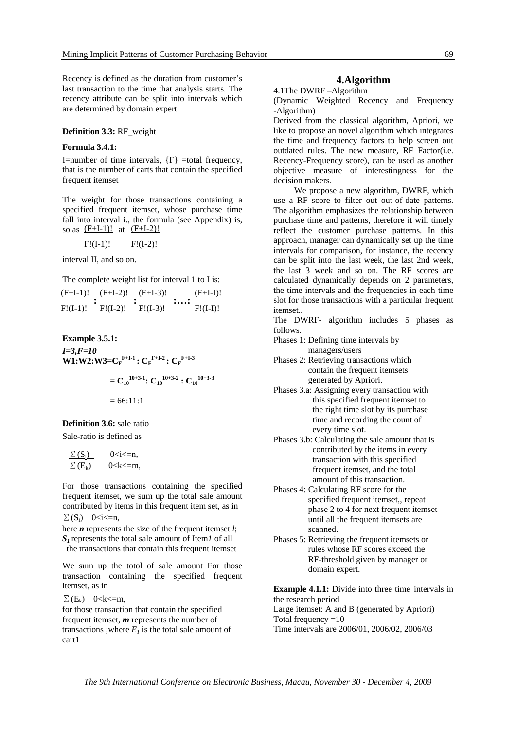Recency is defined as the duration from customer's last transaction to the time that analysis starts. The recency attribute can be split into intervals which are determined by domain expert.

**Definition 3.3:** RF_weight

**Formula 3.4.1:**

I=number of time intervals, {F} =total frequency, that is the number of carts that contain the specified frequent itemset

The weight for those transactions containing a specified frequent itemset, whose purchase time fall into interval i., the formula (see Appendix) is, so as $\frac{(F+I-1)!}{F!(I-1)!}$ at $\frac{(F+I-2)!}{F!(I-2)!}$ interval II, and so on.

The complete weight list for interval 1 to I is:

$$\frac{(F+I-1)!}{F!(I-1)!} : \frac{(F+I-2)!}{F!(I-2)!} : \frac{(F+I-3)!}{F!(I-3)!} : \ldots : \frac{(F+I-I)!}{F!(I-I)!}$$

**Example 3.5.1:**

***I=3,F=10***

$$W1:W2:W3 = C_F^{F+I-1} : C_F^{F+I-2} : C_F^{F+I-3}$$

$$= C_{10}^{10+3-1} : C_{10}^{10+3-2} : C_{10}^{10+3-3}$$

$$= 66:11:1$$

**Definition 3.6:** sale ratio

Sale-ratio is defined as

$$\frac{\sum(S_i)}{\sum(E_k)} \quad \begin{matrix} 0<i<=n, \\ 0<k<=m, \end{matrix}$$

For those transactions containing the specified frequent itemset, we sum up the total sale amount contributed by items in this frequent item set, as in $\sum(S_i) \quad 0<i<=n$,

here ***n*** represents the size of the frequent itemset *l*; $S_1$ represents the total sale amount of Item*1* of all the transactions that contain this frequent itemset

We sum up the totol of sale amount For those transaction containing the specified frequent itemset, as in

$\sum(E_k) \quad 0<k<=m$,

for those transaction that contain the specified frequent itemset, ***m*** represents the number of transactions ;where $E_1$ is the total sale amount of cart1

# 4.Algorithm

4.1The DWRF –Algorithm

(Dynamic Weighted Recency and Frequency -Algorithm)

Derived from the classical algorithm, Apriori, we like to propose an novel algorithm which integrates the time and frequency factors to help screen out outdated rules. The new measure, RF Factor(i.e. Recency-Frequency score), can be used as another objective measure of interestingness for the decision makers.

We propose a new algorithm, DWRF, which use a RF score to filter out out-of-date patterns. The algorithm emphasizes the relationship between purchase time and patterns, therefore it will timely reflect the customer purchase patterns. In this approach, manager can dynamically set up the time intervals for comparison, for instance, the recency can be split into the last week, the last 2nd week, the last 3 week and so on. The RF scores are calculated dynamically depends on 2 parameters, the time intervals and the frequencies in each time slot for those transactions with a particular frequent itemset..

The DWRF- algorithm includes 5 phases as follows.

Phases 1: Defining time intervals by managers/users

Phases 2: Retrieving transactions which contain the frequent itemsets generated by Apriori.

Phases 3.a: Assigning every transaction with this specified frequent itemset to the right time slot by its purchase time and recording the count of every time slot.

Phases 3.b: Calculating the sale amount that is contributed by the items in every transaction with this specified frequent itemset, and the total amount of this transaction.

Phases 4: Calculating RF score for the specified frequent itemset,, repeat phase 2 to 4 for next frequent itemset until all the frequent itemsets are scanned.

Phases 5: Retrieving the frequent itemsets or rules whose RF scores exceed the RF-threshold given by manager or domain expert.

**Example 4.1.1:** Divide into three time intervals in the research period

Large itemset: A and B (generated by Apriori)

Total frequency =10

Time intervals are 2006/01, 2006/02, 2006/03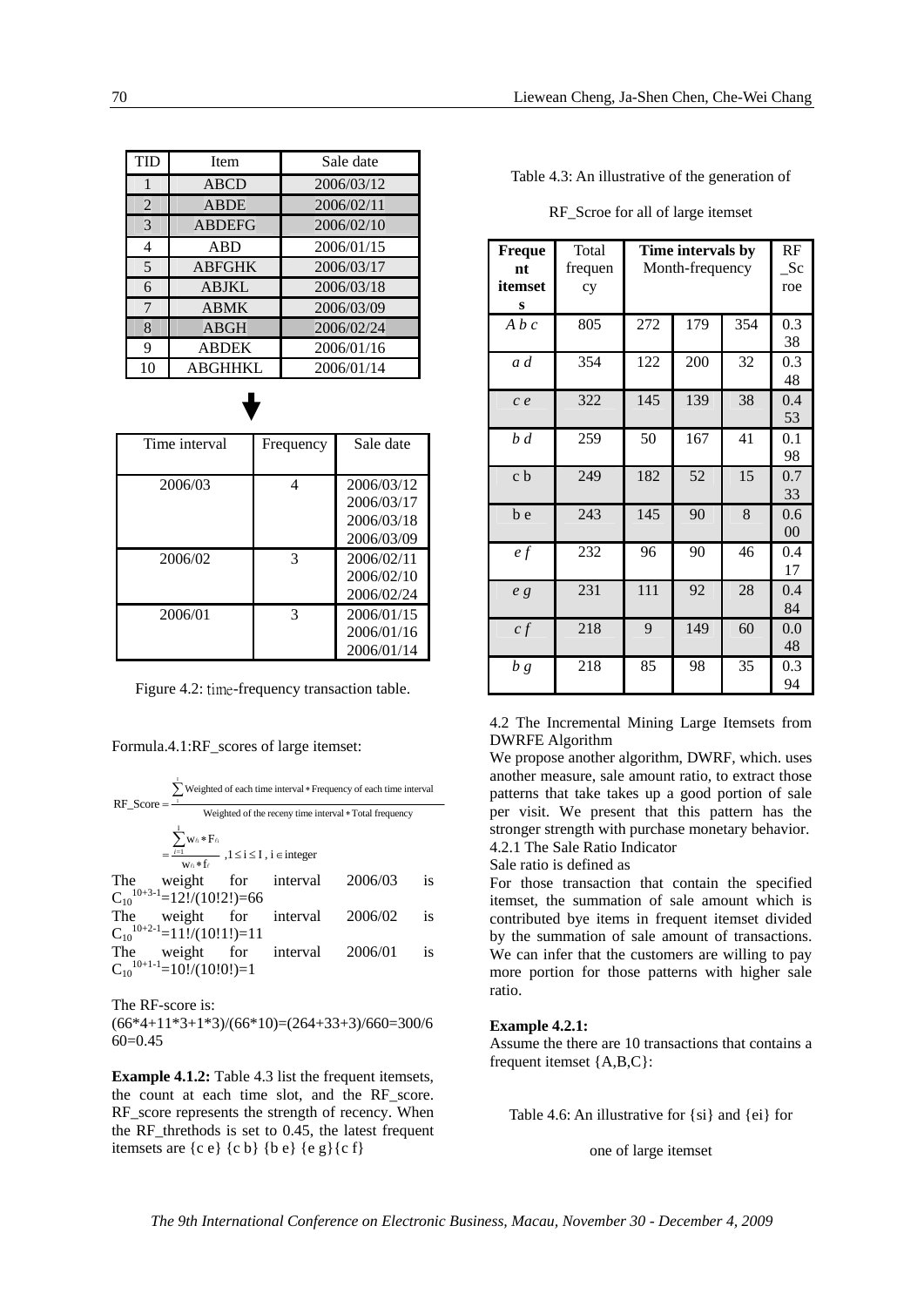| TID | Item | Sale date |
|---|---|---|
| 1 | ABCD | 2006/03/12 |
| 2 | ABDE | 2006/02/11 |
| 3 | ABDEFG | 2006/02/10 |
| 4 | ABD | 2006/01/15 |
| 5 | ABFGHK | 2006/03/17 |
| 6 | ABJKL | 2006/03/18 |
| 7 | ABMK | 2006/03/09 |
| 8 | ABGH | 2006/02/24 |
| 9 | ABDEK | 2006/01/16 |
| 10 | ABGHHKL | 2006/01/14 |

| Time interval | Frequency | Sale date |
|---|---|---|
| 2006/03 | 4 | 2006/03/12 2006/03/17 2006/03/18 2006/03/09 |
| 2006/02 | 3 | 2006/02/11 2006/02/10 2006/02/24 |
| 2006/01 | 3 | 2006/01/15 2006/01/16 2006/01/14 |

Figure 4.2: time-frequency transaction table.

Formula.4.1:RF_scores of large itemset:

$$\text{RF\_Score} = \frac{\sum_{1}^{I} \text{Weighted of each time interval} * \text{Frequency of each time interval}}{\text{Weighted of the receny time interval} * \text{Total frequency}}$$

$$= \frac{\sum_{i=1}^{I} w_{ti} * F_{ti}}{w_{ti} * f_{t}} \quad ,1 \le i \le I,\ i \in \text{integer}$$

The weight for interval 2006/03 is $C_{10}^{10+3-1}$=12!/(10!2!)=66

The weight for interval 2006/02 is $C_{10}^{10+2-1}$=11!/(10!1!)=11

The weight for interval 2006/01 is $C_{10}^{10+1-1}$=10!/(10!0!)=1

The RF-score is:

(66*4+11*3+1*3)/(66*10)=(264+33+3)/660=300/660=0.45

**Example 4.1.2:** Table 4.3 list the frequent itemsets, the count at each time slot, and the RF_score. RF_score represents the strength of recency. When the RF_threthods is set to 0.45, the latest frequent itemsets are {c e} {c b} {b e} {e g}{c f}

Table 4.3: An illustrative of the generation of RF_Scroe for all of large itemset

| Frequent itemsets | Total frequency | Time intervals by Month-frequency | | | RF_Scroe |
|---|---|---|---|---|---|
| *A b c* | 805 | 272 | 179 | 354 | 0.338 |
| *a d* | 354 | 122 | 200 | 32 | 0.348 |
| *c e* | 322 | 145 | 139 | 38 | 0.453 |
| *b d* | 259 | 50 | 167 | 41 | 0.198 |
| c b | 249 | 182 | 52 | 15 | 0.733 |
| b e | 243 | 145 | 90 | 8 | 0.600 |
| *e f* | 232 | 96 | 90 | 46 | 0.417 |
| *e g* | 231 | 111 | 92 | 28 | 0.484 |
| *c f* | 218 | 9 | 149 | 60 | 0.048 |
| *b g* | 218 | 85 | 98 | 35 | 0.394 |

4.2 The Incremental Mining Large Itemsets from DWRFE Algorithm

We propose another algorithm, DWRF, which. uses another measure, sale amount ratio, to extract those patterns that take takes up a good portion of sale per visit. We present that this pattern has the stronger strength with purchase monetary behavior.

4.2.1 The Sale Ratio Indicator

Sale ratio is defined as

For those transaction that contain the specified itemset, the summation of sale amount which is contributed bye items in frequent itemset divided by the summation of sale amount of transactions. We can infer that the customers are willing to pay more portion for those patterns with higher sale ratio.

**Example 4.2.1:**

Assume the there are 10 transactions that contains a frequent itemset {A,B,C}:

Table 4.6: An illustrative for {si} and {ei} for one of large itemset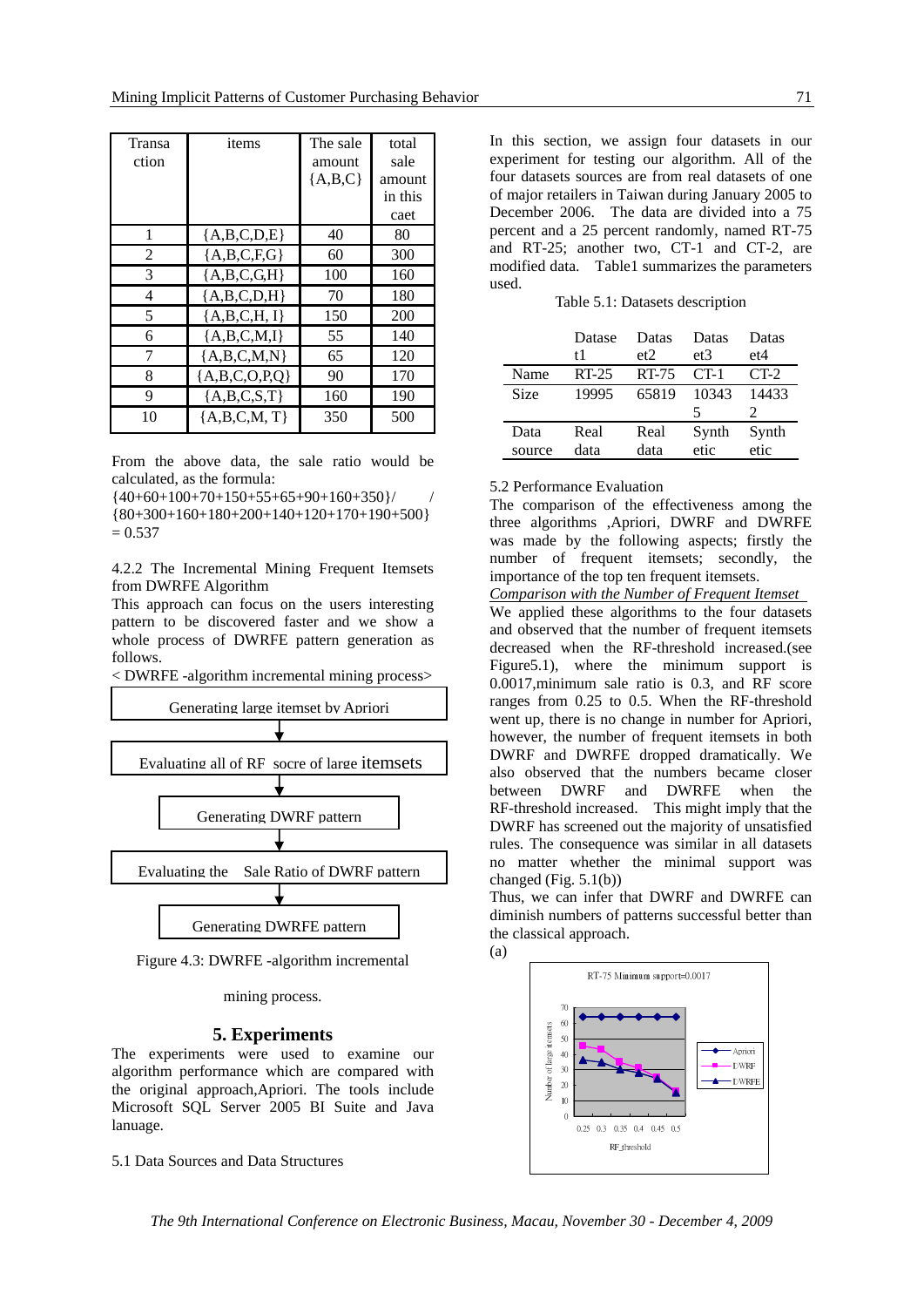| Transaction | items | The sale amount {A,B,C} | total sale amount in this caet |
|---|---|---|---|
| 1 | {A,B,C,D,E} | 40 | 80 |
| 2 | {A,B,C,F,G} | 60 | 300 |
| 3 | {A,B,C,G,H} | 100 | 160 |
| 4 | {A,B,C,D,H} | 70 | 180 |
| 5 | {A,B,C,H, I} | 150 | 200 |
| 6 | {A,B,C,M,I} | 55 | 140 |
| 7 | {A,B,C,M,N} | 65 | 120 |
| 8 | {A,B,C,O,P,Q} | 90 | 170 |
| 9 | {A,B,C,S,T} | 160 | 190 |
| 10 | {A,B,C,M, T} | 350 | 500 |

From the above data, the sale ratio would be calculated, as the formula:

{40+60+100+70+150+55+65+90+160+350}/ / {80+300+160+180+200+140+120+170+190+500} = 0.537

4.2.2 The Incremental Mining Frequent Itemsets from DWRFE Algorithm

This approach can focus on the users interesting pattern to be discovered faster and we show a whole process of DWRFE pattern generation as follows.

< DWRFE -algorithm incremental mining process>

Generating large itemset by Apriori
↓
Evaluating all of RF socre of large itemsets
↓
Generating DWRF pattern
↓
Evaluating the Sale Ratio of DWRF pattern
↓
Generating DWRFE pattern

Figure 4.3: DWRFE -algorithm incremental mining process.

## 5. Experiments

The experiments were used to examine our algorithm performance which are compared with the original approach,Apriori. The tools include Microsoft SQL Server 2005 BI Suite and Java lanuage.

5.1 Data Sources and Data Structures

In this section, we assign four datasets in our experiment for testing our algorithm. All of the four datasets sources are from real datasets of one of major retailers in Taiwan during January 2005 to December 2006. The data are divided into a 75 percent and a 25 percent randomly, named RT-75 and RT-25; another two, CT-1 and CT-2, are modified data. Table1 summarizes the parameters used.

Table 5.1: Datasets description

| | Dataset1 | Dataset2 | Dataset3 | Dataset4 |
|---|---|---|---|---|
| Name | RT-25 | RT-75 | CT-1 | CT-2 |
| Size | 19995 | 65819 | 103435 | 144332 |
| Data source | Real data | Real data | Synthetic | Synthetic |

5.2 Performance Evaluation

The comparison of the effectiveness among the three algorithms ,Apriori, DWRF and DWRFE was made by the following aspects; firstly the number of frequent itemsets; secondly, the importance of the top ten frequent itemsets.

*Comparison with the Number of Frequent Itemset*

We applied these algorithms to the four datasets and observed that the number of frequent itemsets decreased when the RF-threshold increased.(see Figure5.1), where the minimum support is 0.0017,minimum sale ratio is 0.3, and RF score ranges from 0.25 to 0.5. When the RF-threshold went up, there is no change in number for Apriori, however, the number of frequent itemsets in both DWRF and DWRFE dropped dramatically. We also observed that the numbers became closer between DWRF and DWRFE when the RF-threshold increased. This might imply that the DWRF has screened out the majority of unsatisfied rules. The consequence was similar in all datasets no matter whether the minimal support was changed (Fig. 5.1(b))

Thus, we can infer that DWRF and DWRFE can diminish numbers of patterns successful better than the classical approach.

(a)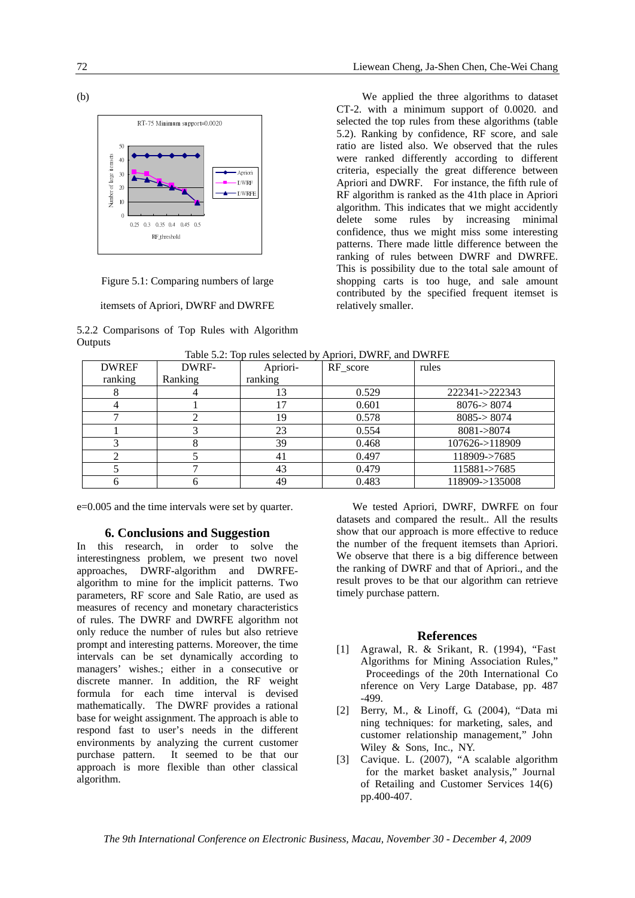(b)

Figure 5.1: Comparing numbers of large itemsets of Apriori, DWRF and DWRFE

### 5.2.2 Comparisons of Top Rules with Algorithm Outputs

We applied the three algorithms to dataset CT-2. with a minimum support of 0.0020. and selected the top rules from these algorithms (table 5.2). Ranking by confidence, RF score, and sale ratio are listed also. We observed that the rules were ranked differently according to different criteria, especially the great difference between Apriori and DWRF. For instance, the fifth rule of RF algorithm is ranked as the 41th place in Apriori algorithm. This indicates that we might accidently delete some rules by increasing minimal confidence, thus we might miss some interesting patterns. There made little difference between the ranking of rules between DWRF and DWRFE. This is possibility due to the total sale amount of shopping carts is too huge, and sale amount contributed by the specified frequent itemset is relatively smaller.

Table 5.2: Top rules selected by Apriori, DWRF, and DWRFE

| DWREF ranking | DWRF-Ranking | Apriori-ranking | RF_score | rules |
|---|---|---|---|---|
| 8 | 4 | 13 | 0.529 | 222341->222343 |
| 4 | 1 | 17 | 0.601 | 8076-> 8074 |
| 7 | 2 | 19 | 0.578 | 8085-> 8074 |
| 1 | 3 | 23 | 0.554 | 8081->8074 |
| 3 | 8 | 39 | 0.468 | 107626->118909 |
| 2 | 5 | 41 | 0.497 | 118909->7685 |
| 5 | 7 | 43 | 0.479 | 115881->7685 |
| 6 | 6 | 49 | 0.483 | 118909->135008 |

e=0.005 and the time intervals were set by quarter.

## 6. Conclusions and Suggestion

In this research, in order to solve the interestingness problem, we present two novel approaches, DWRF-algorithm and DWRFE-algorithm to mine for the implicit patterns. Two parameters, RF score and Sale Ratio, are used as measures of recency and monetary characteristics of rules. The DWRF and DWRFE algorithm not only reduce the number of rules but also retrieve prompt and interesting patterns. Moreover, the time intervals can be set dynamically according to managers' wishes.; either in a consecutive or discrete manner. In addition, the RF weight formula for each time interval is devised mathematically. The DWRF provides a rational base for weight assignment. The approach is able to respond fast to user's needs in the different environments by analyzing the current customer purchase pattern. It seemed to be that our approach is more flexible than other classical algorithm.

We tested Apriori, DWRF, DWRFE on four datasets and compared the result.. All the results show that our approach is more effective to reduce the number of the frequent itemsets than Apriori. We observe that there is a big difference between the ranking of DWRF and that of Apriori., and the result proves to be that our algorithm can retrieve timely purchase pattern.

## References

[1] Agrawal, R. & Srikant, R. (1994), "Fast Algorithms for Mining Association Rules," Proceedings of the 20th International Conference on Very Large Database, pp. 487-499.

[2] Berry, M., & Linoff, G. (2004), "Data mining techniques: for marketing, sales, and customer relationship management," John Wiley & Sons, Inc., NY.

[3] Cavique. L. (2007), "A scalable algorithm for the market basket analysis," Journal of Retailing and Customer Services 14(6) pp.400-407.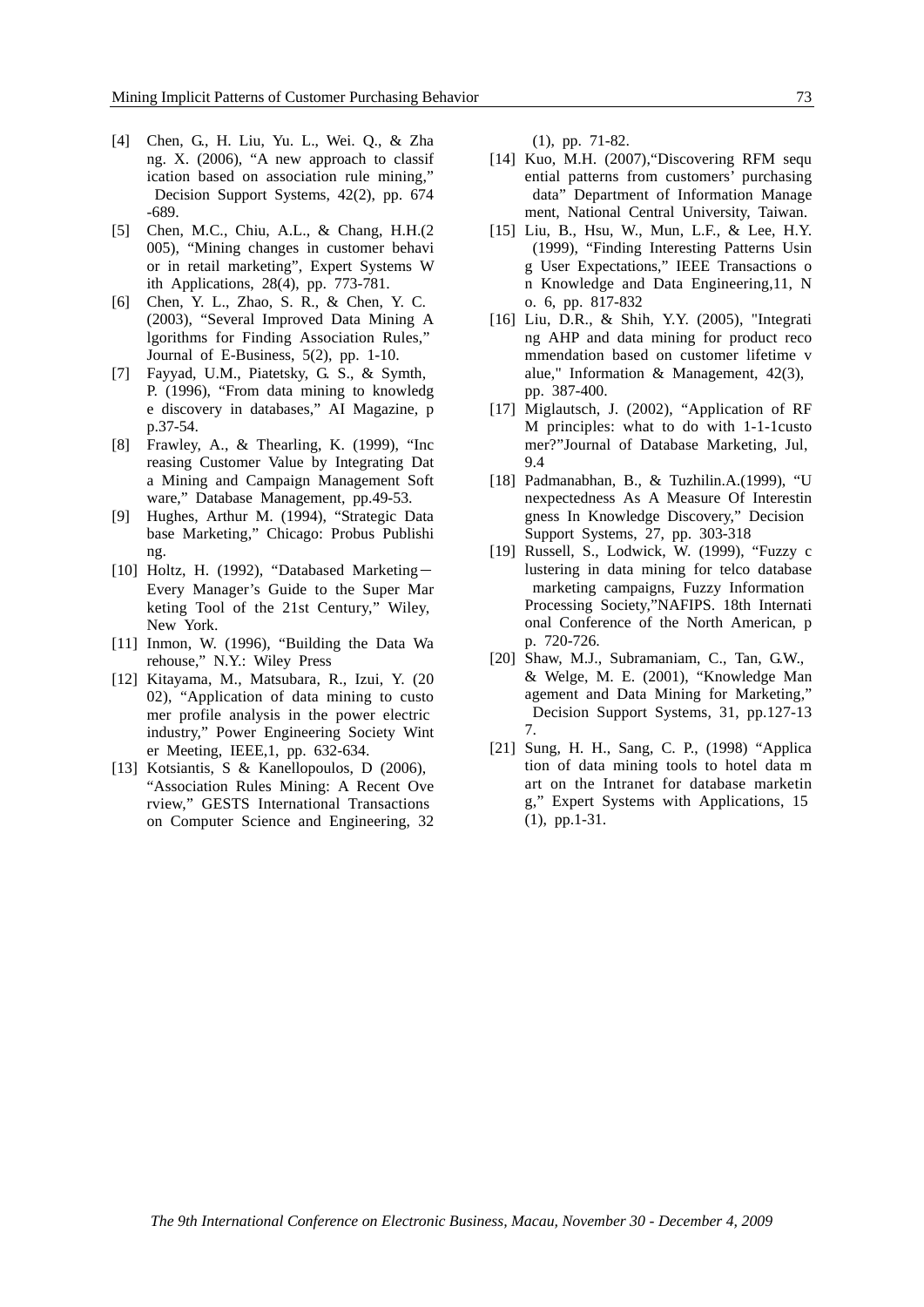[4] Chen, G., H. Liu, Yu. L., Wei. Q., & Zhang. X. (2006), "A new approach to classification based on association rule mining," Decision Support Systems, 42(2), pp. 674-689.

[5] Chen, M.C., Chiu, A.L., & Chang, H.H.(2005), "Mining changes in customer behavior in retail marketing", Expert Systems With Applications, 28(4), pp. 773-781.

[6] Chen, Y. L., Zhao, S. R., & Chen, Y. C. (2003), "Several Improved Data Mining Algorithms for Finding Association Rules," Journal of E-Business, 5(2), pp. 1-10.

[7] Fayyad, U.M., Piatetsky, G. S., & Symth, P. (1996), "From data mining to knowledge discovery in databases," AI Magazine, pp.37-54.

[8] Frawley, A., & Thearling, K. (1999), "Increasing Customer Value by Integrating Data Mining and Campaign Management Software," Database Management, pp.49-53.

[9] Hughes, Arthur M. (1994), "Strategic Database Marketing," Chicago: Probus Publishing.

[10] Holtz, H. (1992), "Databased Marketing－Every Manager's Guide to the Super Marketing Tool of the 21st Century," Wiley, New York.

[11] Inmon, W. (1996), "Building the Data Warehouse," N.Y.: Wiley Press

[12] Kitayama, M., Matsubara, R., Izui, Y. (2002), "Application of data mining to customer profile analysis in the power electric industry," Power Engineering Society Winter Meeting, IEEE,1, pp. 632-634.

[13] Kotsiantis, S & Kanellopoulos, D (2006), "Association Rules Mining: A Recent Overview," GESTS International Transactions on Computer Science and Engineering, 32 (1), pp. 71-82.

[14] Kuo, M.H. (2007),"Discovering RFM sequential patterns from customers' purchasing data" Department of Information Management, National Central University, Taiwan.

[15] Liu, B., Hsu, W., Mun, L.F., & Lee, H.Y. (1999), "Finding Interesting Patterns Using User Expectations," IEEE Transactions on Knowledge and Data Engineering,11, No. 6, pp. 817-832

[16] Liu, D.R., & Shih, Y.Y. (2005), "Integrating AHP and data mining for product recommendation based on customer lifetime value," Information & Management, 42(3), pp. 387-400.

[17] Miglautsch, J. (2002), "Application of RFM principles: what to do with 1-1-1customer?"Journal of Database Marketing, Jul, 9.4

[18] Padmanabhan, B., & Tuzhilin.A.(1999), "Unexpectedness As A Measure Of Interestingness In Knowledge Discovery," Decision Support Systems, 27, pp. 303-318

[19] Russell, S., Lodwick, W. (1999), "Fuzzy clustering in data mining for telco database marketing campaigns, Fuzzy Information Processing Society,"NAFIPS. 18th International Conference of the North American, pp. 720-726.

[20] Shaw, M.J., Subramaniam, C., Tan, G.W., & Welge, M. E. (2001), "Knowledge Management and Data Mining for Marketing," Decision Support Systems, 31, pp.127-137.

[21] Sung, H. H., Sang, C. P., (1998) "Application of data mining tools to hotel data mart on the Intranet for database marketing," Expert Systems with Applications, 15 (1), pp.1-31.